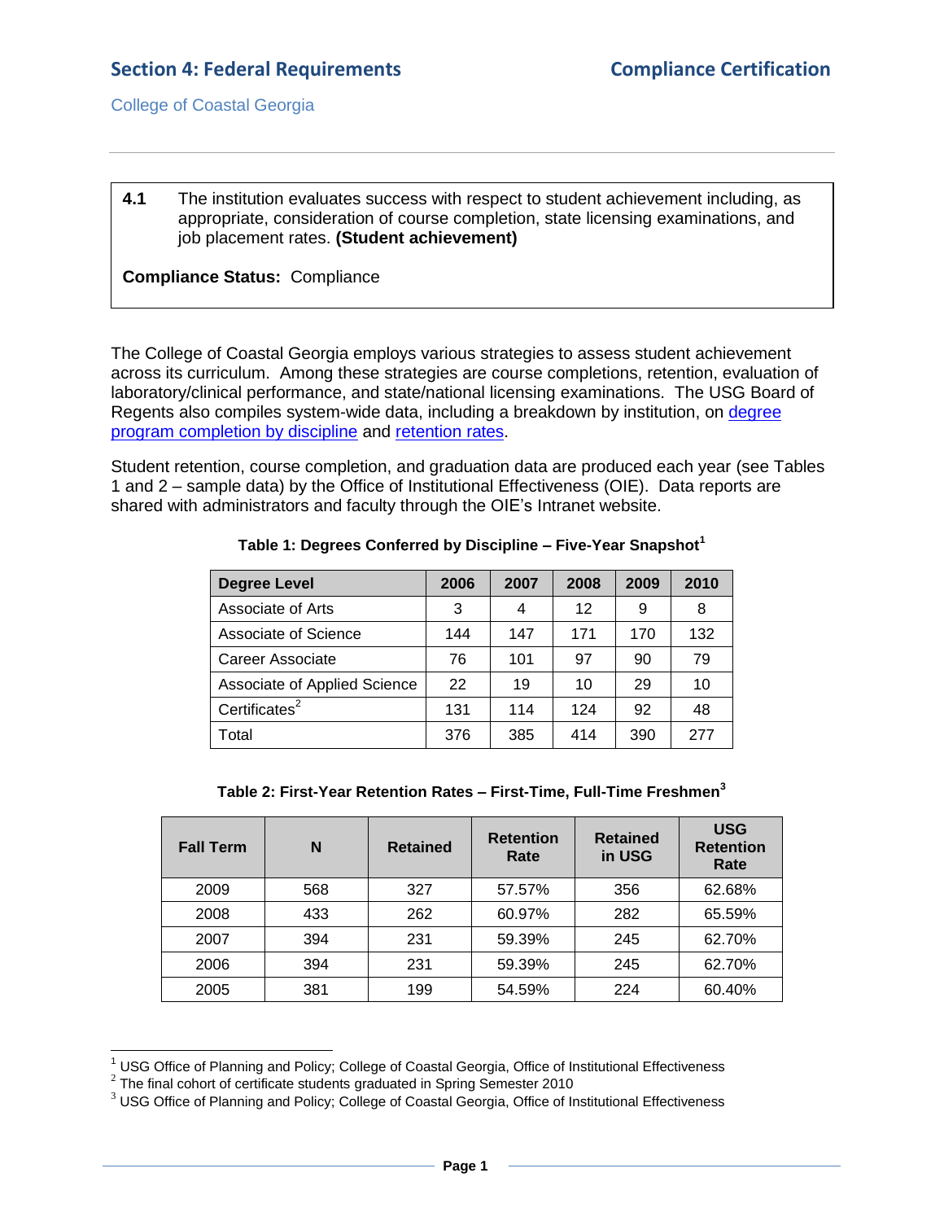# Section 4: Federal Requirements

# Compliance Certification

College of Coastal Georgia

---

**4.1** The institution evaluates success with respect to student achievement including, as appropriate, consideration of course completion, state licensing examinations, and job placement rates. **(Student achievement)**

**Compliance Status:** Compliance

The College of Coastal Georgia employs various strategies to assess student achievement across its curriculum. Among these strategies are course completions, retention, evaluation of laboratory/clinical performance, and state/national licensing examinations. The USG Board of Regents also compiles system-wide data, including a breakdown by institution, on degree program completion by discipline and retention rates.

Student retention, course completion, and graduation data are produced each year (see Tables 1 and 2 – sample data) by the Office of Institutional Effectiveness (OIE). Data reports are shared with administrators and faculty through the OIE's Intranet website.

**Table 1: Degrees Conferred by Discipline – Five-Year Snapshot[1]**

| Degree Level | 2006 | 2007 | 2008 | 2009 | 2010 |
|---|---|---|---|---|---|
| Associate of Arts | 3 | 4 | 12 | 9 | 8 |
| Associate of Science | 144 | 147 | 171 | 170 | 132 |
| Career Associate | 76 | 101 | 97 | 90 | 79 |
| Associate of Applied Science | 22 | 19 | 10 | 29 | 10 |
| Certificates[2] | 131 | 114 | 124 | 92 | 48 |
| Total | 376 | 385 | 414 | 390 | 277 |

**Table 2: First-Year Retention Rates – First-Time, Full-Time Freshmen[3]**

| Fall Term | N | Retained | Retention Rate | Retained in USG | USG Retention Rate |
|---|---|---|---|---|---|
| 2009 | 568 | 327 | 57.57% | 356 | 62.68% |
| 2008 | 433 | 262 | 60.97% | 282 | 65.59% |
| 2007 | 394 | 231 | 59.39% | 245 | 62.70% |
| 2006 | 394 | 231 | 59.39% | 245 | 62.70% |
| 2005 | 381 | 199 | 54.59% | 224 | 60.40% |

---

[1] USG Office of Planning and Policy; College of Coastal Georgia, Office of Institutional Effectiveness

[2] The final cohort of certificate students graduated in Spring Semester 2010

[3] USG Office of Planning and Policy; College of Coastal Georgia, Office of Institutional Effectiveness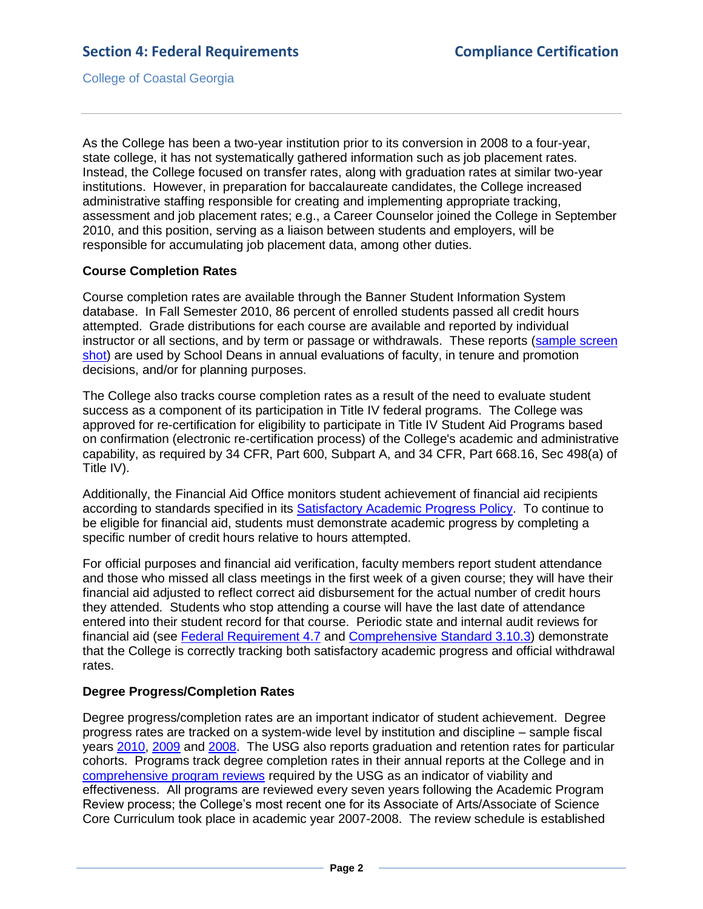As the College has been a two-year institution prior to its conversion in 2008 to a four-year, state college, it has not systematically gathered information such as job placement rates. Instead, the College focused on transfer rates, along with graduation rates at similar two-year institutions. However, in preparation for baccalaureate candidates, the College increased administrative staffing responsible for creating and implementing appropriate tracking, assessment and job placement rates; e.g., a Career Counselor joined the College in September 2010, and this position, serving as a liaison between students and employers, will be responsible for accumulating job placement data, among other duties.

**Course Completion Rates**

Course completion rates are available through the Banner Student Information System database. In Fall Semester 2010, 86 percent of enrolled students passed all credit hours attempted. Grade distributions for each course are available and reported by individual instructor or all sections, and by term or passage or withdrawals. These reports (sample screen shot) are used by School Deans in annual evaluations of faculty, in tenure and promotion decisions, and/or for planning purposes.

The College also tracks course completion rates as a result of the need to evaluate student success as a component of its participation in Title IV federal programs. The College was approved for re-certification for eligibility to participate in Title IV Student Aid Programs based on confirmation (electronic re-certification process) of the College's academic and administrative capability, as required by 34 CFR, Part 600, Subpart A, and 34 CFR, Part 668.16, Sec 498(a) of Title IV).

Additionally, the Financial Aid Office monitors student achievement of financial aid recipients according to standards specified in its Satisfactory Academic Progress Policy. To continue to be eligible for financial aid, students must demonstrate academic progress by completing a specific number of credit hours relative to hours attempted.

For official purposes and financial aid verification, faculty members report student attendance and those who missed all class meetings in the first week of a given course; they will have their financial aid adjusted to reflect correct aid disbursement for the actual number of credit hours they attended. Students who stop attending a course will have the last date of attendance entered into their student record for that course. Periodic state and internal audit reviews for financial aid (see Federal Requirement 4.7 and Comprehensive Standard 3.10.3) demonstrate that the College is correctly tracking both satisfactory academic progress and official withdrawal rates.

**Degree Progress/Completion Rates**

Degree progress/completion rates are an important indicator of student achievement. Degree progress rates are tracked on a system-wide level by institution and discipline – sample fiscal years 2010, 2009 and 2008. The USG also reports graduation and retention rates for particular cohorts. Programs track degree completion rates in their annual reports at the College and in comprehensive program reviews required by the USG as an indicator of viability and effectiveness. All programs are reviewed every seven years following the Academic Program Review process; the College's most recent one for its Associate of Arts/Associate of Science Core Curriculum took place in academic year 2007-2008. The review schedule is established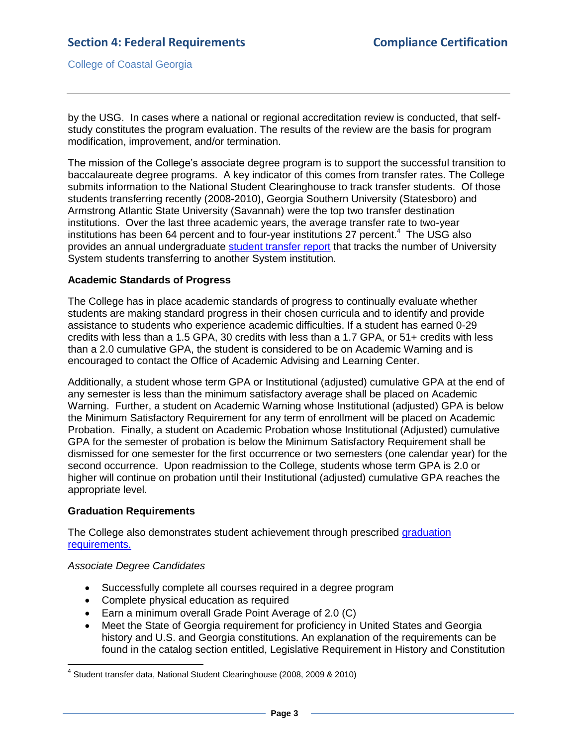by the USG. In cases where a national or regional accreditation review is conducted, that self-study constitutes the program evaluation. The results of the review are the basis for program modification, improvement, and/or termination.

The mission of the College's associate degree program is to support the successful transition to baccalaureate degree programs. A key indicator of this comes from transfer rates. The College submits information to the National Student Clearinghouse to track transfer students. Of those students transferring recently (2008-2010), Georgia Southern University (Statesboro) and Armstrong Atlantic State University (Savannah) were the top two transfer destination institutions. Over the last three academic years, the average transfer rate to two-year institutions has been 64 percent and to four-year institutions 27 percent.[4] The USG also provides an annual undergraduate student transfer report that tracks the number of University System students transferring to another System institution.

**Academic Standards of Progress**

The College has in place academic standards of progress to continually evaluate whether students are making standard progress in their chosen curricula and to identify and provide assistance to students who experience academic difficulties. If a student has earned 0-29 credits with less than a 1.5 GPA, 30 credits with less than a 1.7 GPA, or 51+ credits with less than a 2.0 cumulative GPA, the student is considered to be on Academic Warning and is encouraged to contact the Office of Academic Advising and Learning Center.

Additionally, a student whose term GPA or Institutional (adjusted) cumulative GPA at the end of any semester is less than the minimum satisfactory average shall be placed on Academic Warning. Further, a student on Academic Warning whose Institutional (adjusted) GPA is below the Minimum Satisfactory Requirement for any term of enrollment will be placed on Academic Probation. Finally, a student on Academic Probation whose Institutional (Adjusted) cumulative GPA for the semester of probation is below the Minimum Satisfactory Requirement shall be dismissed for one semester for the first occurrence or two semesters (one calendar year) for the second occurrence. Upon readmission to the College, students whose term GPA is 2.0 or higher will continue on probation until their Institutional (adjusted) cumulative GPA reaches the appropriate level.

**Graduation Requirements**

The College also demonstrates student achievement through prescribed graduation requirements.

*Associate Degree Candidates*

- Successfully complete all courses required in a degree program
- Complete physical education as required
- Earn a minimum overall Grade Point Average of 2.0 (C)
- Meet the State of Georgia requirement for proficiency in United States and Georgia history and U.S. and Georgia constitutions. An explanation of the requirements can be found in the catalog section entitled, Legislative Requirement in History and Constitution

[4] Student transfer data, National Student Clearinghouse (2008, 2009 & 2010)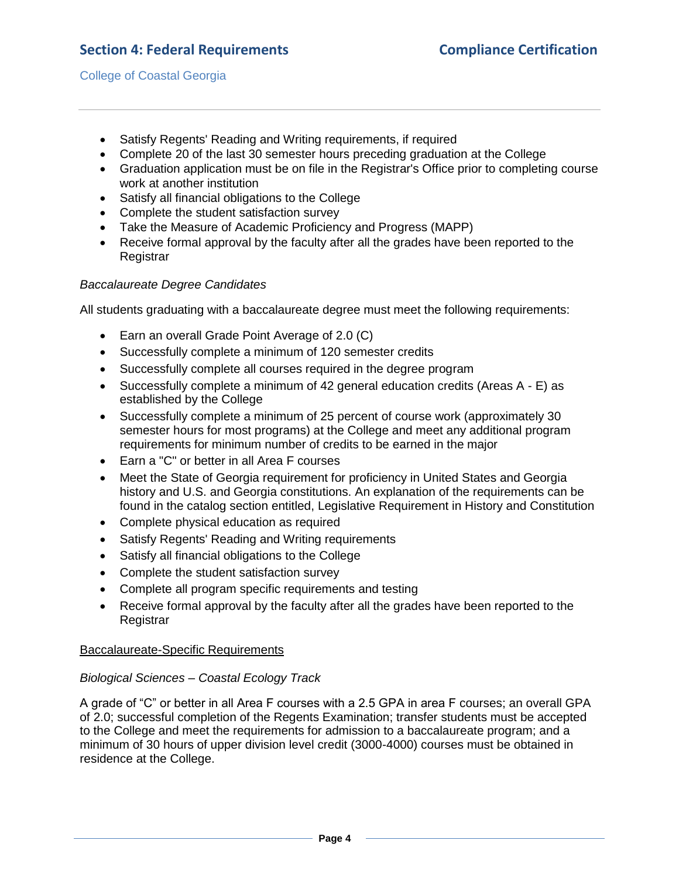- Satisfy Regents' Reading and Writing requirements, if required
- Complete 20 of the last 30 semester hours preceding graduation at the College
- Graduation application must be on file in the Registrar's Office prior to completing course work at another institution
- Satisfy all financial obligations to the College
- Complete the student satisfaction survey
- Take the Measure of Academic Proficiency and Progress (MAPP)
- Receive formal approval by the faculty after all the grades have been reported to the Registrar

*Baccalaureate Degree Candidates*

All students graduating with a baccalaureate degree must meet the following requirements:

- Earn an overall Grade Point Average of 2.0 (C)
- Successfully complete a minimum of 120 semester credits
- Successfully complete all courses required in the degree program
- Successfully complete a minimum of 42 general education credits (Areas A - E) as established by the College
- Successfully complete a minimum of 25 percent of course work (approximately 30 semester hours for most programs) at the College and meet any additional program requirements for minimum number of credits to be earned in the major
- Earn a "C" or better in all Area F courses
- Meet the State of Georgia requirement for proficiency in United States and Georgia history and U.S. and Georgia constitutions. An explanation of the requirements can be found in the catalog section entitled, Legislative Requirement in History and Constitution
- Complete physical education as required
- Satisfy Regents' Reading and Writing requirements
- Satisfy all financial obligations to the College
- Complete the student satisfaction survey
- Complete all program specific requirements and testing
- Receive formal approval by the faculty after all the grades have been reported to the Registrar

<u>Baccalaureate-Specific Requirements</u>

*Biological Sciences – Coastal Ecology Track*

A grade of “C” or better in all Area F courses with a 2.5 GPA in area F courses; an overall GPA of 2.0; successful completion of the Regents Examination; transfer students must be accepted to the College and meet the requirements for admission to a baccalaureate program; and a minimum of 30 hours of upper division level credit (3000-4000) courses must be obtained in residence at the College.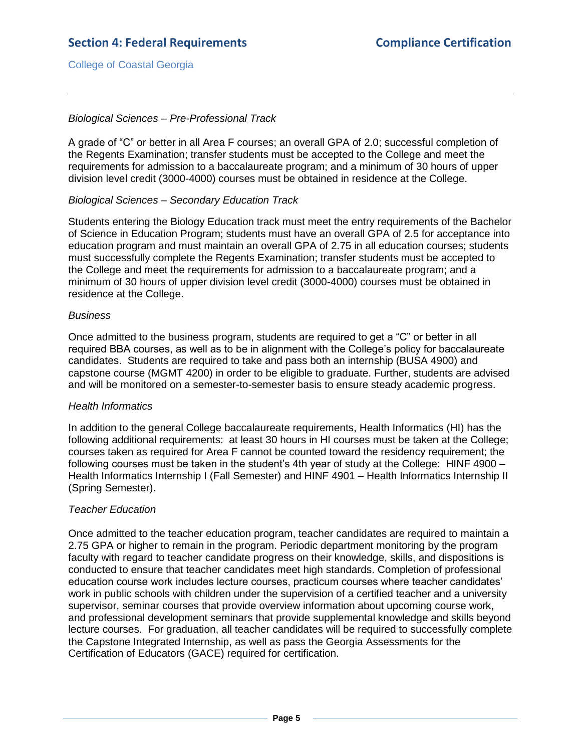*Biological Sciences – Pre-Professional Track*

A grade of "C" or better in all Area F courses; an overall GPA of 2.0; successful completion of the Regents Examination; transfer students must be accepted to the College and meet the requirements for admission to a baccalaureate program; and a minimum of 30 hours of upper division level credit (3000-4000) courses must be obtained in residence at the College.

*Biological Sciences – Secondary Education Track*

Students entering the Biology Education track must meet the entry requirements of the Bachelor of Science in Education Program; students must have an overall GPA of 2.5 for acceptance into education program and must maintain an overall GPA of 2.75 in all education courses; students must successfully complete the Regents Examination; transfer students must be accepted to the College and meet the requirements for admission to a baccalaureate program; and a minimum of 30 hours of upper division level credit (3000-4000) courses must be obtained in residence at the College.

*Business*

Once admitted to the business program, students are required to get a "C" or better in all required BBA courses, as well as to be in alignment with the College's policy for baccalaureate candidates. Students are required to take and pass both an internship (BUSA 4900) and capstone course (MGMT 4200) in order to be eligible to graduate. Further, students are advised and will be monitored on a semester-to-semester basis to ensure steady academic progress.

*Health Informatics*

In addition to the general College baccalaureate requirements, Health Informatics (HI) has the following additional requirements: at least 30 hours in HI courses must be taken at the College; courses taken as required for Area F cannot be counted toward the residency requirement; the following courses must be taken in the student's 4th year of study at the College: HINF 4900 – Health Informatics Internship I (Fall Semester) and HINF 4901 – Health Informatics Internship II (Spring Semester).

*Teacher Education*

Once admitted to the teacher education program, teacher candidates are required to maintain a 2.75 GPA or higher to remain in the program. Periodic department monitoring by the program faculty with regard to teacher candidate progress on their knowledge, skills, and dispositions is conducted to ensure that teacher candidates meet high standards. Completion of professional education course work includes lecture courses, practicum courses where teacher candidates' work in public schools with children under the supervision of a certified teacher and a university supervisor, seminar courses that provide overview information about upcoming course work, and professional development seminars that provide supplemental knowledge and skills beyond lecture courses. For graduation, all teacher candidates will be required to successfully complete the Capstone Integrated Internship, as well as pass the Georgia Assessments for the Certification of Educators (GACE) required for certification.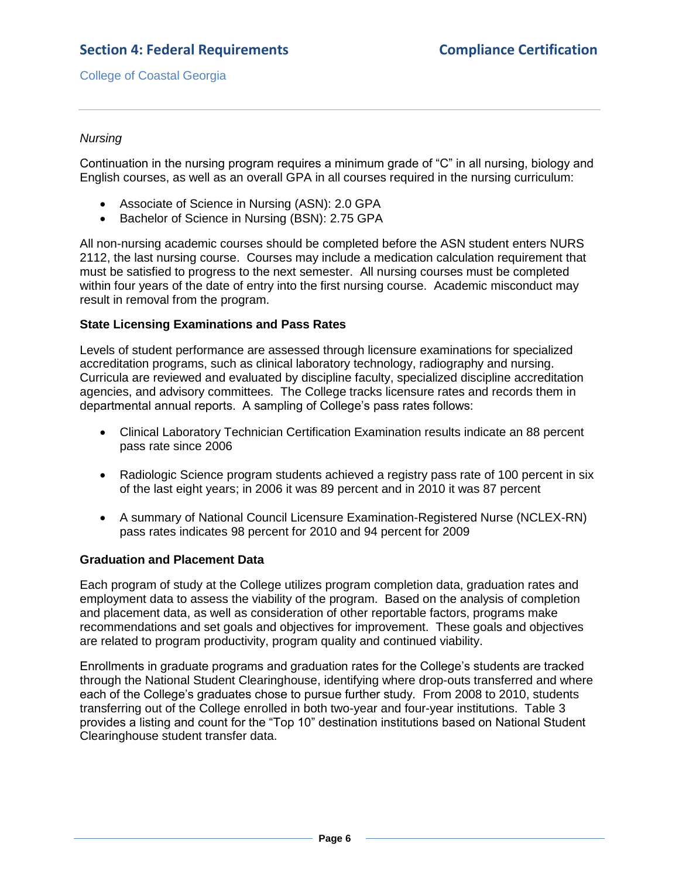*Nursing*

Continuation in the nursing program requires a minimum grade of "C" in all nursing, biology and English courses, as well as an overall GPA in all courses required in the nursing curriculum:

- Associate of Science in Nursing (ASN): 2.0 GPA
- Bachelor of Science in Nursing (BSN): 2.75 GPA

All non-nursing academic courses should be completed before the ASN student enters NURS 2112, the last nursing course. Courses may include a medication calculation requirement that must be satisfied to progress to the next semester. All nursing courses must be completed within four years of the date of entry into the first nursing course. Academic misconduct may result in removal from the program.

**State Licensing Examinations and Pass Rates**

Levels of student performance are assessed through licensure examinations for specialized accreditation programs, such as clinical laboratory technology, radiography and nursing. Curricula are reviewed and evaluated by discipline faculty, specialized discipline accreditation agencies, and advisory committees. The College tracks licensure rates and records them in departmental annual reports. A sampling of College's pass rates follows:

- Clinical Laboratory Technician Certification Examination results indicate an 88 percent pass rate since 2006

- Radiologic Science program students achieved a registry pass rate of 100 percent in six of the last eight years; in 2006 it was 89 percent and in 2010 it was 87 percent

- A summary of National Council Licensure Examination-Registered Nurse (NCLEX-RN) pass rates indicates 98 percent for 2010 and 94 percent for 2009

**Graduation and Placement Data**

Each program of study at the College utilizes program completion data, graduation rates and employment data to assess the viability of the program. Based on the analysis of completion and placement data, as well as consideration of other reportable factors, programs make recommendations and set goals and objectives for improvement. These goals and objectives are related to program productivity, program quality and continued viability.

Enrollments in graduate programs and graduation rates for the College's students are tracked through the National Student Clearinghouse, identifying where drop-outs transferred and where each of the College's graduates chose to pursue further study. From 2008 to 2010, students transferring out of the College enrolled in both two-year and four-year institutions. Table 3 provides a listing and count for the "Top 10" destination institutions based on National Student Clearinghouse student transfer data.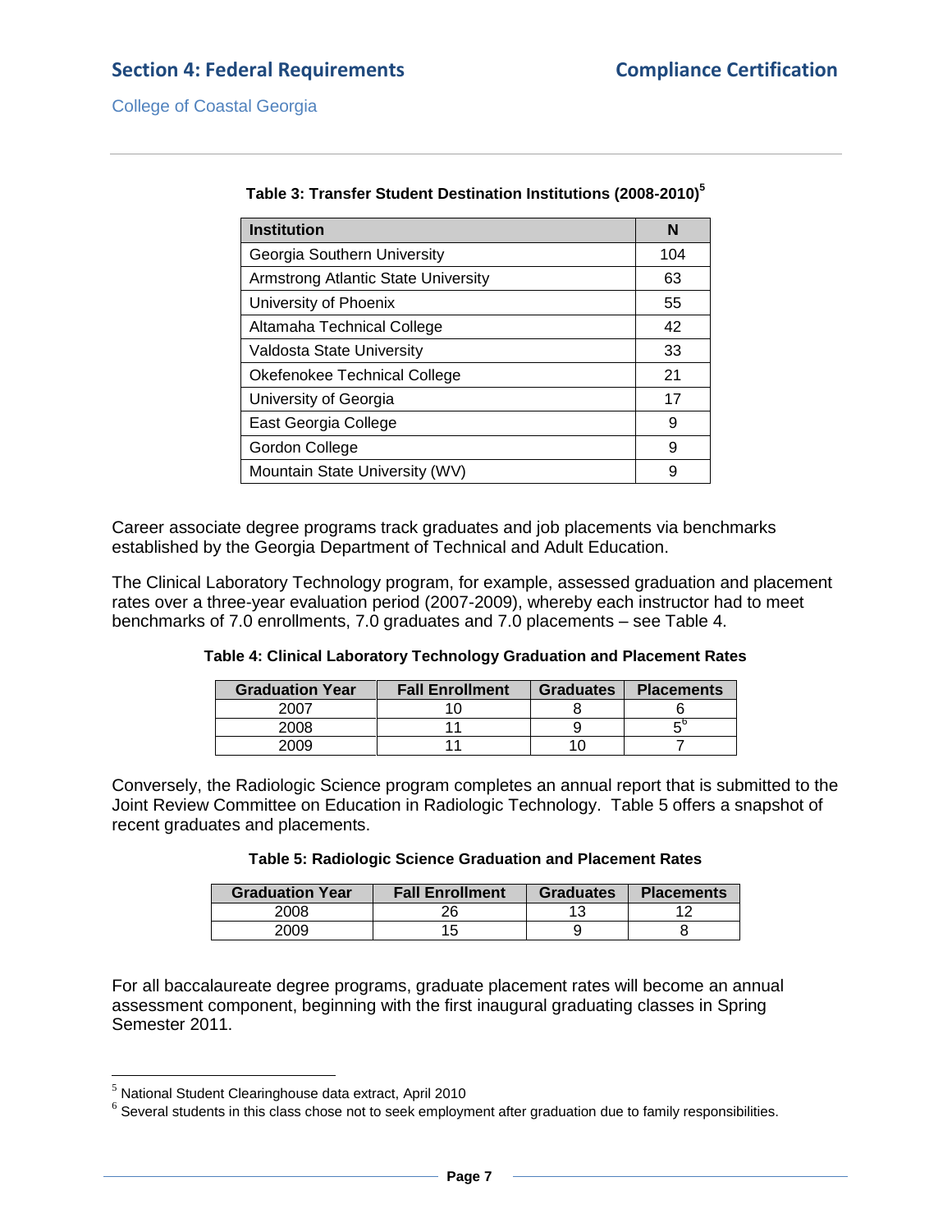**Table 3: Transfer Student Destination Institutions (2008-2010)[5]**

| Institution | N |
|---|---|
| Georgia Southern University | 104 |
| Armstrong Atlantic State University | 63 |
| University of Phoenix | 55 |
| Altamaha Technical College | 42 |
| Valdosta State University | 33 |
| Okefenokee Technical College | 21 |
| University of Georgia | 17 |
| East Georgia College | 9 |
| Gordon College | 9 |
| Mountain State University (WV) | 9 |

Career associate degree programs track graduates and job placements via benchmarks established by the Georgia Department of Technical and Adult Education.

The Clinical Laboratory Technology program, for example, assessed graduation and placement rates over a three-year evaluation period (2007-2009), whereby each instructor had to meet benchmarks of 7.0 enrollments, 7.0 graduates and 7.0 placements – see Table 4.

**Table 4: Clinical Laboratory Technology Graduation and Placement Rates**

| Graduation Year | Fall Enrollment | Graduates | Placements |
|---|---|---|---|
| 2007 | 10 | 8 | 6 |
| 2008 | 11 | 9 | 5[6] |
| 2009 | 11 | 10 | 7 |

Conversely, the Radiologic Science program completes an annual report that is submitted to the Joint Review Committee on Education in Radiologic Technology. Table 5 offers a snapshot of recent graduates and placements.

**Table 5: Radiologic Science Graduation and Placement Rates**

| Graduation Year | Fall Enrollment | Graduates | Placements |
|---|---|---|---|
| 2008 | 26 | 13 | 12 |
| 2009 | 15 | 9 | 8 |

For all baccalaureate degree programs, graduate placement rates will become an annual assessment component, beginning with the first inaugural graduating classes in Spring Semester 2011.

[5] National Student Clearinghouse data extract, April 2010

[6] Several students in this class chose not to seek employment after graduation due to family responsibilities.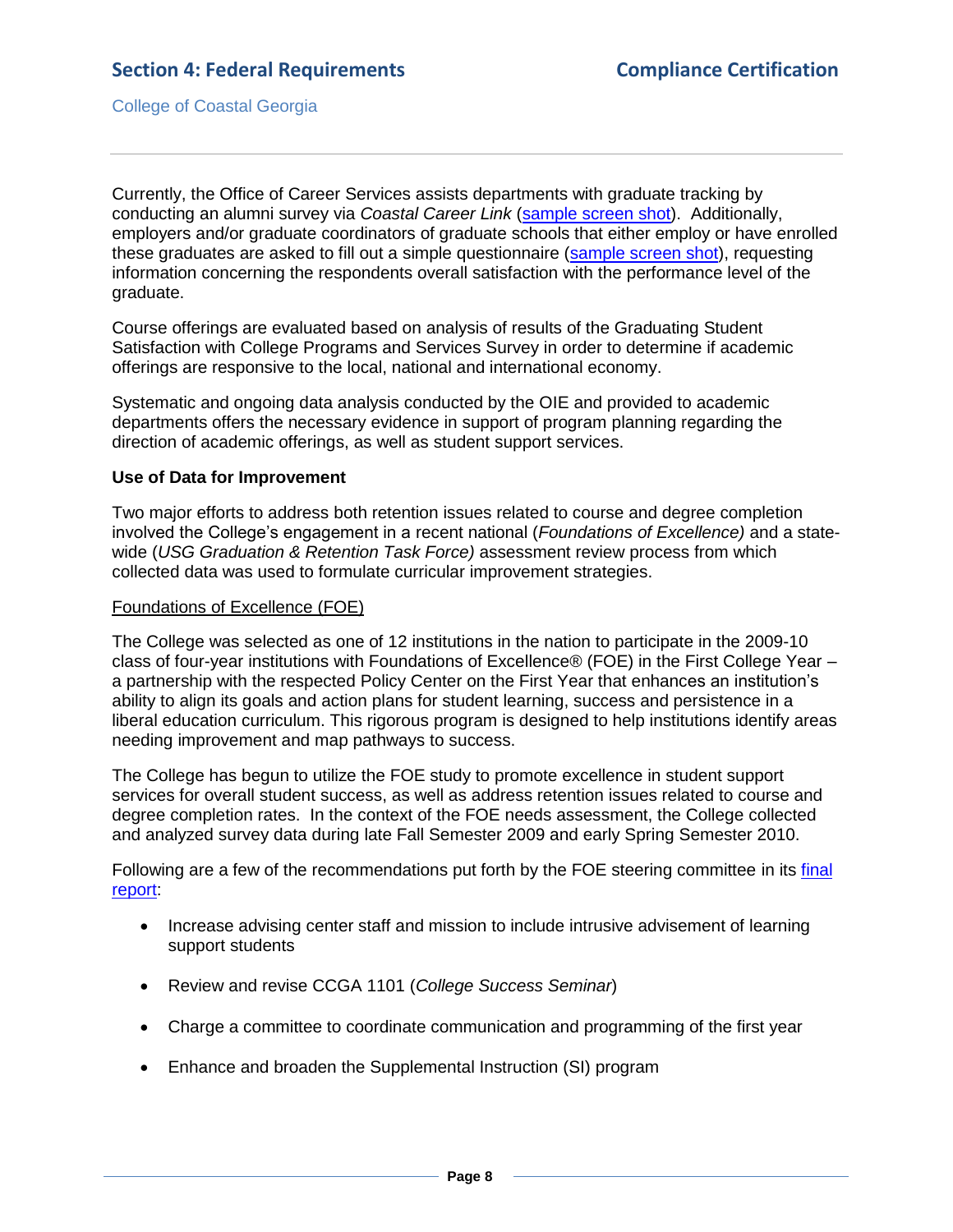Currently, the Office of Career Services assists departments with graduate tracking by conducting an alumni survey via *Coastal Career Link* (sample screen shot). Additionally, employers and/or graduate coordinators of graduate schools that either employ or have enrolled these graduates are asked to fill out a simple questionnaire (sample screen shot), requesting information concerning the respondents overall satisfaction with the performance level of the graduate.

Course offerings are evaluated based on analysis of results of the Graduating Student Satisfaction with College Programs and Services Survey in order to determine if academic offerings are responsive to the local, national and international economy.

Systematic and ongoing data analysis conducted by the OIE and provided to academic departments offers the necessary evidence in support of program planning regarding the direction of academic offerings, as well as student support services.

**Use of Data for Improvement**

Two major efforts to address both retention issues related to course and degree completion involved the College's engagement in a recent national (*Foundations of Excellence)* and a state-wide (*USG Graduation & Retention Task Force)* assessment review process from which collected data was used to formulate curricular improvement strategies.

<u>Foundations of Excellence (FOE)</u>

The College was selected as one of 12 institutions in the nation to participate in the 2009-10 class of four-year institutions with Foundations of Excellence® (FOE) in the First College Year – a partnership with the respected Policy Center on the First Year that enhances an institution's ability to align its goals and action plans for student learning, success and persistence in a liberal education curriculum. This rigorous program is designed to help institutions identify areas needing improvement and map pathways to success.

The College has begun to utilize the FOE study to promote excellence in student support services for overall student success, as well as address retention issues related to course and degree completion rates. In the context of the FOE needs assessment, the College collected and analyzed survey data during late Fall Semester 2009 and early Spring Semester 2010.

Following are a few of the recommendations put forth by the FOE steering committee in its final report:

- Increase advising center staff and mission to include intrusive advisement of learning support students
- Review and revise CCGA 1101 (*College Success Seminar*)
- Charge a committee to coordinate communication and programming of the first year
- Enhance and broaden the Supplemental Instruction (SI) program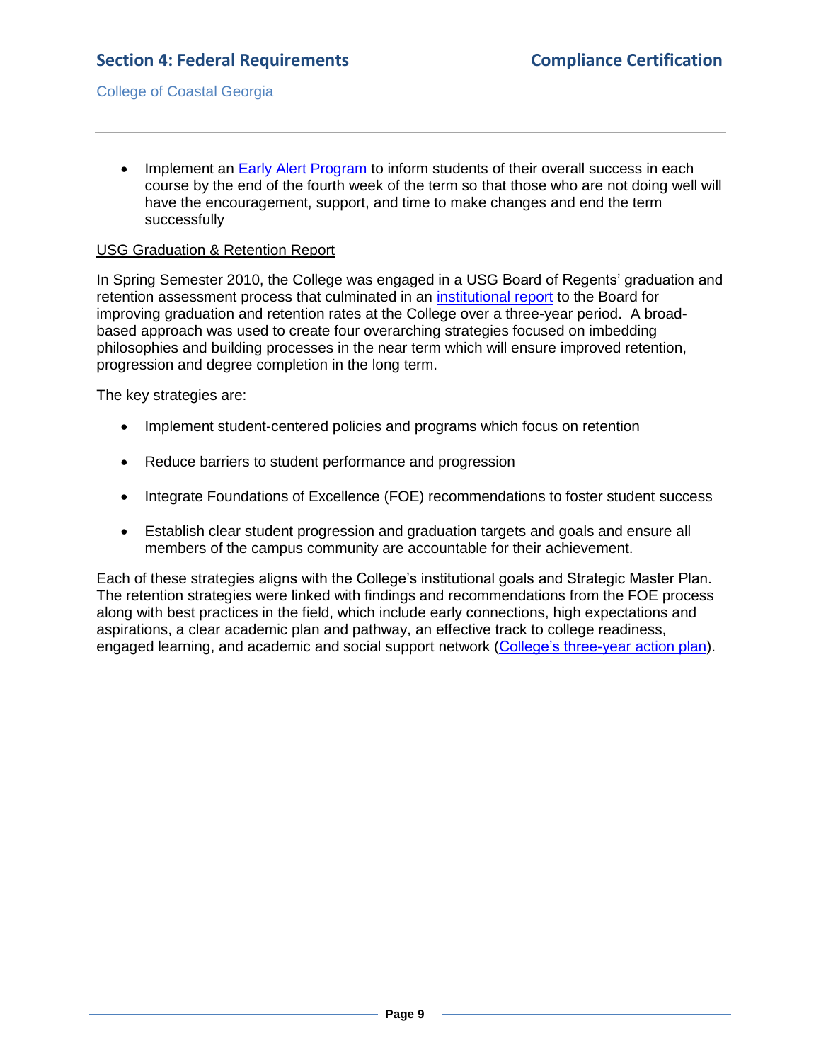- Implement an Early Alert Program to inform students of their overall success in each course by the end of the fourth week of the term so that those who are not doing well will have the encouragement, support, and time to make changes and end the term successfully

USG Graduation & Retention Report

In Spring Semester 2010, the College was engaged in a USG Board of Regents' graduation and retention assessment process that culminated in an institutional report to the Board for improving graduation and retention rates at the College over a three-year period. A broad-based approach was used to create four overarching strategies focused on imbedding philosophies and building processes in the near term which will ensure improved retention, progression and degree completion in the long term.

The key strategies are:

- Implement student-centered policies and programs which focus on retention
- Reduce barriers to student performance and progression
- Integrate Foundations of Excellence (FOE) recommendations to foster student success
- Establish clear student progression and graduation targets and goals and ensure all members of the campus community are accountable for their achievement.

Each of these strategies aligns with the College's institutional goals and Strategic Master Plan. The retention strategies were linked with findings and recommendations from the FOE process along with best practices in the field, which include early connections, high expectations and aspirations, a clear academic plan and pathway, an effective track to college readiness, engaged learning, and academic and social support network (College's three-year action plan).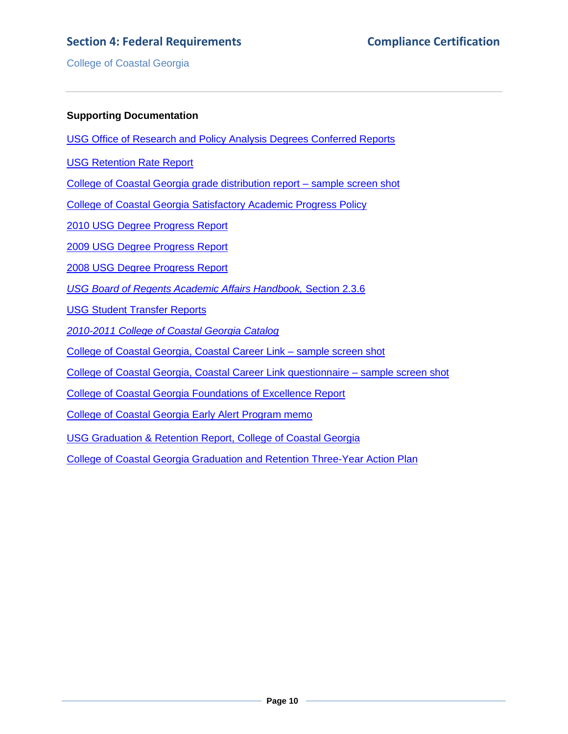**Supporting Documentation**

USG Office of Research and Policy Analysis Degrees Conferred Reports

USG Retention Rate Report

College of Coastal Georgia grade distribution report – sample screen shot

College of Coastal Georgia Satisfactory Academic Progress Policy

2010 USG Degree Progress Report

2009 USG Degree Progress Report

2008 USG Degree Progress Report

*USG Board of Regents Academic Affairs Handbook,* Section 2.3.6

USG Student Transfer Reports

*2010-2011 College of Coastal Georgia Catalog*

College of Coastal Georgia, Coastal Career Link – sample screen shot

College of Coastal Georgia, Coastal Career Link questionnaire – sample screen shot

College of Coastal Georgia Foundations of Excellence Report

College of Coastal Georgia Early Alert Program memo

USG Graduation & Retention Report, College of Coastal Georgia

College of Coastal Georgia Graduation and Retention Three-Year Action Plan